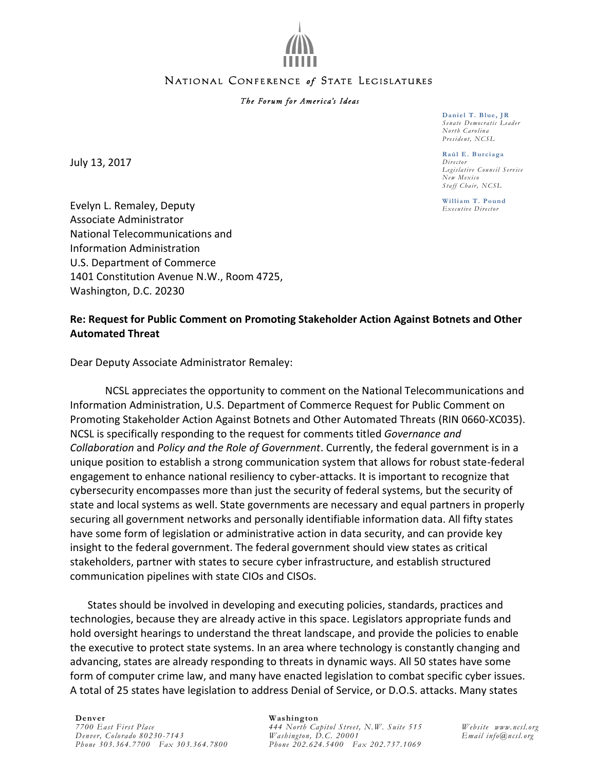# NATIONAL CONFERENCE *of* STATE LEGISLATURES

*The Forum for America's Ideas*

**Daniel T. Blue, JR**
*Senate Democratic Leader*
*North Carolina*
*President, NCSL*

**Raúl E. Burciaga**
*Director*
*Legislative Council Service*
*New Mexico*
*Staff Chair, NCSL*

**William T. Pound**
*Executive Director*

July 13, 2017

Evelyn L. Remaley, Deputy
Associate Administrator
National Telecommunications and
Information Administration
U.S. Department of Commerce
1401 Constitution Avenue N.W., Room 4725,
Washington, D.C. 20230

**Re: Request for Public Comment on Promoting Stakeholder Action Against Botnets and Other Automated Threat**

Dear Deputy Associate Administrator Remaley:

NCSL appreciates the opportunity to comment on the National Telecommunications and Information Administration, U.S. Department of Commerce Request for Public Comment on Promoting Stakeholder Action Against Botnets and Other Automated Threats (RIN 0660-XC035). NCSL is specifically responding to the request for comments titled *Governance and Collaboration* and *Policy and the Role of Government*. Currently, the federal government is in a unique position to establish a strong communication system that allows for robust state-federal engagement to enhance national resiliency to cyber-attacks. It is important to recognize that cybersecurity encompasses more than just the security of federal systems, but the security of state and local systems as well. State governments are necessary and equal partners in properly securing all government networks and personally identifiable information data. All fifty states have some form of legislation or administrative action in data security, and can provide key insight to the federal government. The federal government should view states as critical stakeholders, partner with states to secure cyber infrastructure, and establish structured communication pipelines with state CIOs and CISOs.

States should be involved in developing and executing policies, standards, practices and technologies, because they are already active in this space. Legislators appropriate funds and hold oversight hearings to understand the threat landscape, and provide the policies to enable the executive to protect state systems. In an area where technology is constantly changing and advancing, states are already responding to threats in dynamic ways. All 50 states have some form of computer crime law, and many have enacted legislation to combat specific cyber issues. A total of 25 states have legislation to address Denial of Service, or D.O.S. attacks. Many states

**Denver**
*7700 East First Place*
*Denver, Colorado 80230-7143*
*Phone 303.364.7700 Fax 303.364.7800*

**Washington**
*444 North Capitol Street, N.W. Suite 515*
*Washington, D.C. 20001*
*Phone 202.624.5400 Fax 202.737.1069*

*Website www.ncsl.org*
*Email info@ncsl.org*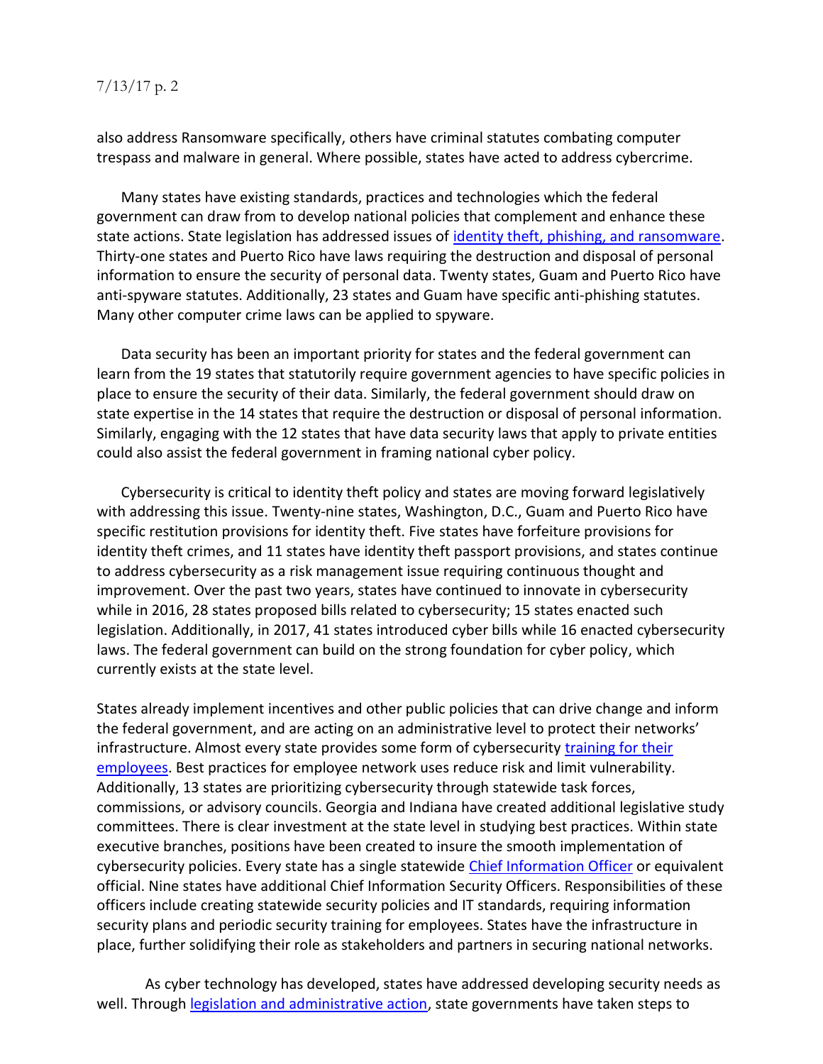also address Ransomware specifically, others have criminal statutes combating computer trespass and malware in general. Where possible, states have acted to address cybercrime.

Many states have existing standards, practices and technologies which the federal government can draw from to develop national policies that complement and enhance these state actions. State legislation has addressed issues of identity theft, phishing, and ransomware. Thirty-one states and Puerto Rico have laws requiring the destruction and disposal of personal information to ensure the security of personal data. Twenty states, Guam and Puerto Rico have anti-spyware statutes. Additionally, 23 states and Guam have specific anti-phishing statutes. Many other computer crime laws can be applied to spyware.

Data security has been an important priority for states and the federal government can learn from the 19 states that statutorily require government agencies to have specific policies in place to ensure the security of their data. Similarly, the federal government should draw on state expertise in the 14 states that require the destruction or disposal of personal information. Similarly, engaging with the 12 states that have data security laws that apply to private entities could also assist the federal government in framing national cyber policy.

Cybersecurity is critical to identity theft policy and states are moving forward legislatively with addressing this issue. Twenty-nine states, Washington, D.C., Guam and Puerto Rico have specific restitution provisions for identity theft. Five states have forfeiture provisions for identity theft crimes, and 11 states have identity theft passport provisions, and states continue to address cybersecurity as a risk management issue requiring continuous thought and improvement. Over the past two years, states have continued to innovate in cybersecurity while in 2016, 28 states proposed bills related to cybersecurity; 15 states enacted such legislation. Additionally, in 2017, 41 states introduced cyber bills while 16 enacted cybersecurity laws. The federal government can build on the strong foundation for cyber policy, which currently exists at the state level.

States already implement incentives and other public policies that can drive change and inform the federal government, and are acting on an administrative level to protect their networks' infrastructure. Almost every state provides some form of cybersecurity training for their employees. Best practices for employee network uses reduce risk and limit vulnerability. Additionally, 13 states are prioritizing cybersecurity through statewide task forces, commissions, or advisory councils. Georgia and Indiana have created additional legislative study committees. There is clear investment at the state level in studying best practices. Within state executive branches, positions have been created to insure the smooth implementation of cybersecurity policies. Every state has a single statewide Chief Information Officer or equivalent official. Nine states have additional Chief Information Security Officers. Responsibilities of these officers include creating statewide security policies and IT standards, requiring information security plans and periodic security training for employees. States have the infrastructure in place, further solidifying their role as stakeholders and partners in securing national networks.

As cyber technology has developed, states have addressed developing security needs as well. Through legislation and administrative action, state governments have taken steps to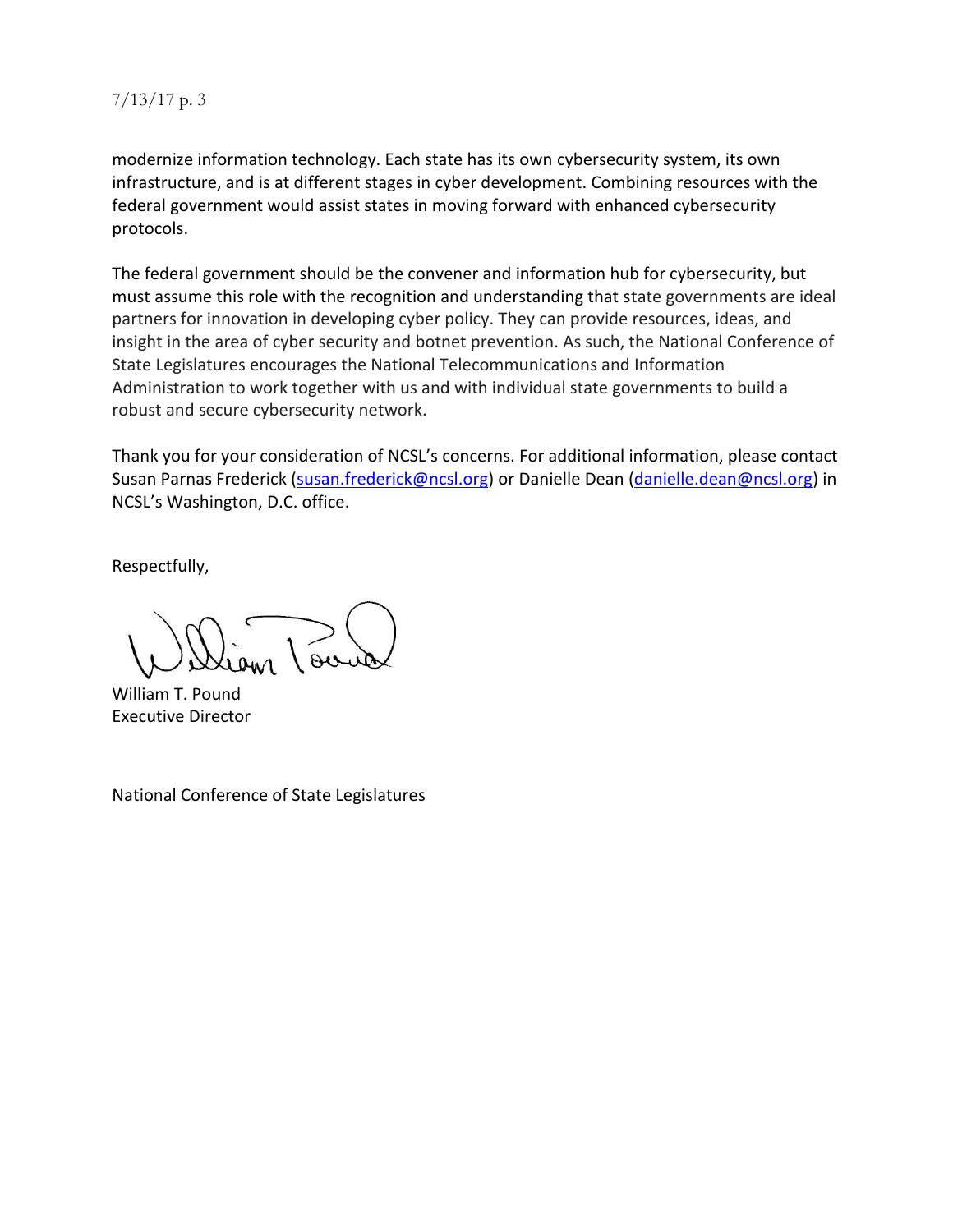modernize information technology. Each state has its own cybersecurity system, its own infrastructure, and is at different stages in cyber development. Combining resources with the federal government would assist states in moving forward with enhanced cybersecurity protocols.

The federal government should be the convener and information hub for cybersecurity, but must assume this role with the recognition and understanding that state governments are ideal partners for innovation in developing cyber policy. They can provide resources, ideas, and insight in the area of cyber security and botnet prevention. As such, the National Conference of State Legislatures encourages the National Telecommunications and Information Administration to work together with us and with individual state governments to build a robust and secure cybersecurity network.

Thank you for your consideration of NCSL's concerns. For additional information, please contact Susan Parnas Frederick (susan.frederick@ncsl.org) or Danielle Dean (danielle.dean@ncsl.org) in NCSL's Washington, D.C. office.

Respectfully,

William T. Pound
Executive Director

National Conference of State Legislatures